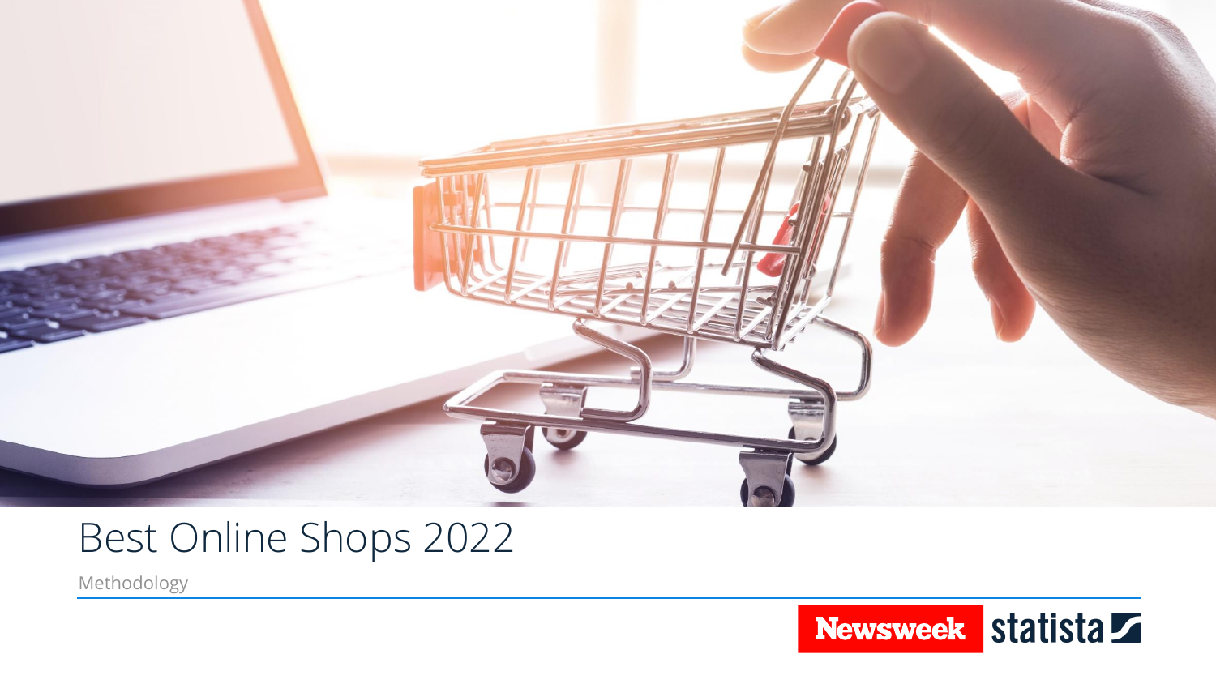# Best Online Shops 2022

Methodology

Newsweek statista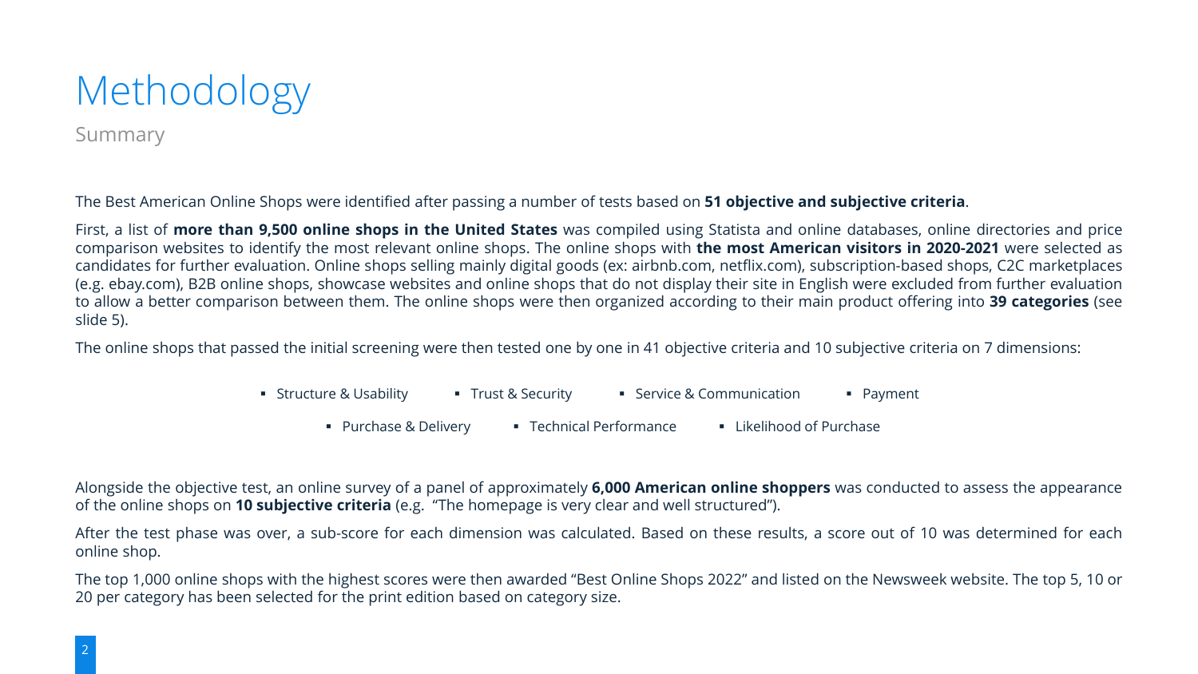# Methodology

## Summary

The Best American Online Shops were identified after passing a number of tests based on **51 objective and subjective criteria**.

First, a list of **more than 9,500 online shops in the United States** was compiled using Statista and online databases, online directories and price comparison websites to identify the most relevant online shops. The online shops with **the most American visitors in 2020-2021** were selected as candidates for further evaluation. Online shops selling mainly digital goods (ex: airbnb.com, netflix.com), subscription-based shops, C2C marketplaces (e.g. ebay.com), B2B online shops, showcase websites and online shops that do not display their site in English were excluded from further evaluation to allow a better comparison between them. The online shops were then organized according to their main product offering into **39 categories** (see slide 5).

The online shops that passed the initial screening were then tested one by one in 41 objective criteria and 10 subjective criteria on 7 dimensions:

- Structure & Usability
- Trust & Security
- Service & Communication
- Payment
- Purchase & Delivery
- Technical Performance
- Likelihood of Purchase

Alongside the objective test, an online survey of a panel of approximately **6,000 American online shoppers** was conducted to assess the appearance of the online shops on **10 subjective criteria** (e.g. "The homepage is very clear and well structured").

After the test phase was over, a sub-score for each dimension was calculated. Based on these results, a score out of 10 was determined for each online shop.

The top 1,000 online shops with the highest scores were then awarded "Best Online Shops 2022" and listed on the Newsweek website. The top 5, 10 or 20 per category has been selected for the print edition based on category size.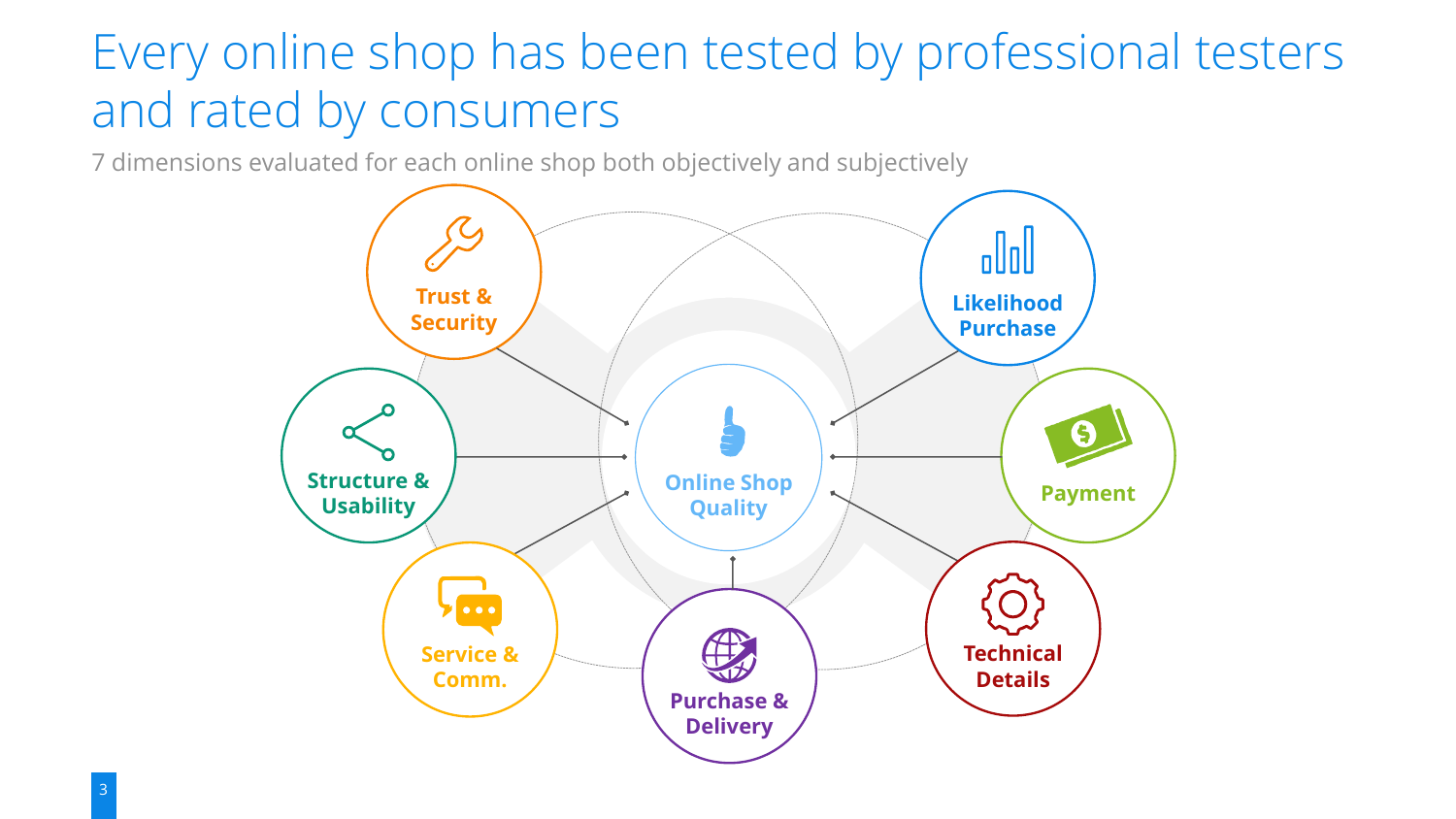# Every online shop has been tested by professional testers and rated by consumers

7 dimensions evaluated for each online shop both objectively and subjectively

**Online Shop Quality**

- **Trust & Security**
- **Structure & Usability**
- **Service & Comm.**
- **Purchase & Delivery**
- **Technical Details**
- **Payment**
- **Likelihood Purchase**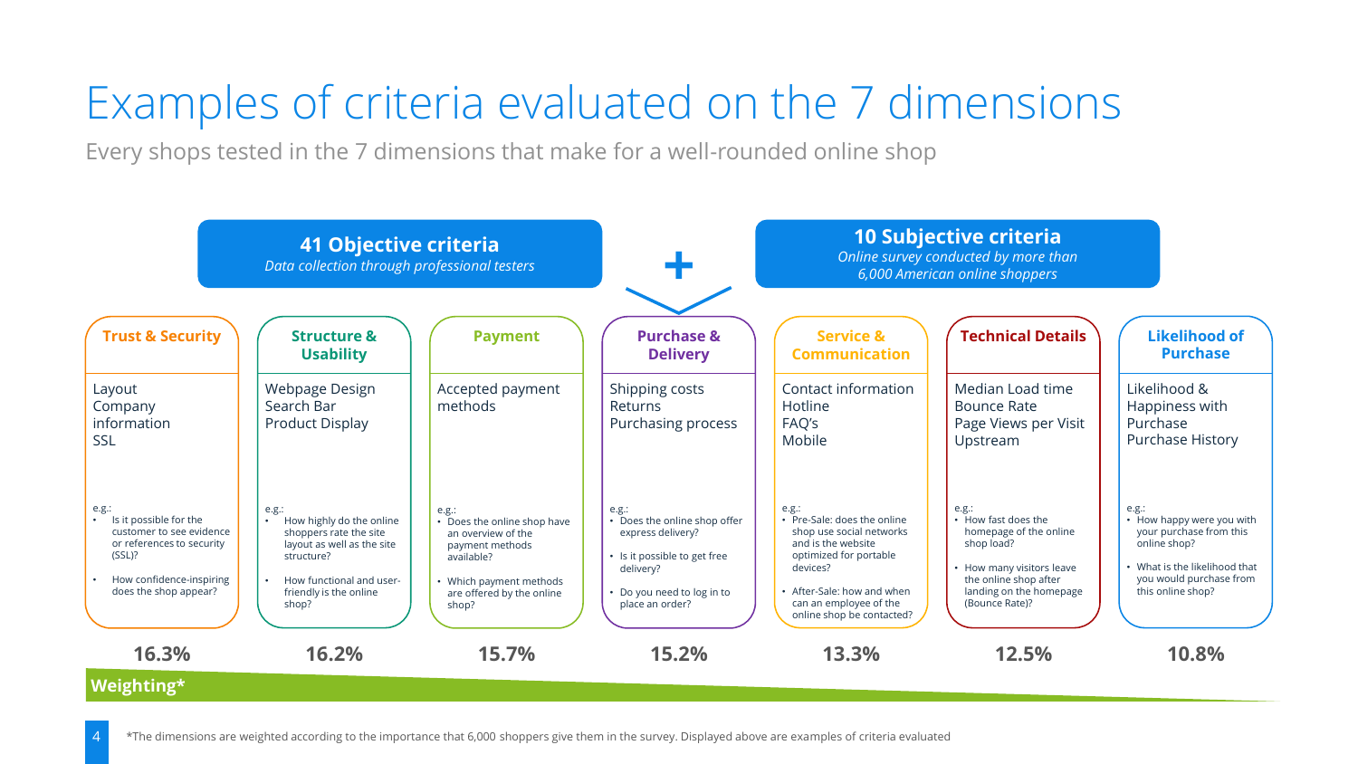# Examples of criteria evaluated on the 7 dimensions

Every shops tested in the 7 dimensions that make for a well-rounded online shop

**41 Objective criteria**
*Data collection through professional testers*

**+**

**10 Subjective criteria**
*Online survey conducted by more than 6,000 American online shoppers*

### Trust & Security

Layout
Company information
SSL

e.g.:
- Is it possible for the customer to see evidence or references to security (SSL)?
- How confidence-inspiring does the shop appear?

**16.3%**

### Structure & Usability

Webpage Design
Search Bar
Product Display

e.g.:
- How highly do the online shoppers rate the site layout as well as the site structure?
- How functional and user-friendly is the online shop?

**16.2%**

### Payment

Accepted payment methods

e.g.:
- Does the online shop have an overview of the payment methods available?
- Which payment methods are offered by the online shop?

**15.7%**

### Purchase & Delivery

Shipping costs
Returns
Purchasing process

e.g.:
- Does the online shop offer express delivery?
- Is it possible to get free delivery?
- Do you need to log in to place an order?

**15.2%**

### Service & Communication

Contact information
Hotline
FAQ's
Mobile

e.g.:
- Pre-Sale: does the online shop use social networks and is the website optimized for portable devices?
- After-Sale: how and when can an employee of the online shop be contacted?

**13.3%**

### Technical Details

Median Load time
Bounce Rate
Page Views per Visit
Upstream

e.g.:
- How fast does the homepage of the online shop load?
- How many visitors leave the online shop after landing on the homepage (Bounce Rate)?

**12.5%**

### Likelihood of Purchase

Likelihood &
Happiness with Purchase
Purchase History

e.g.:
- How happy were you with your purchase from this online shop?
- What is the likelihood that you would purchase from this online shop?

**10.8%**

**Weighting***

*The dimensions are weighted according to the importance that 6,000 shoppers give them in the survey. Displayed above are examples of criteria evaluated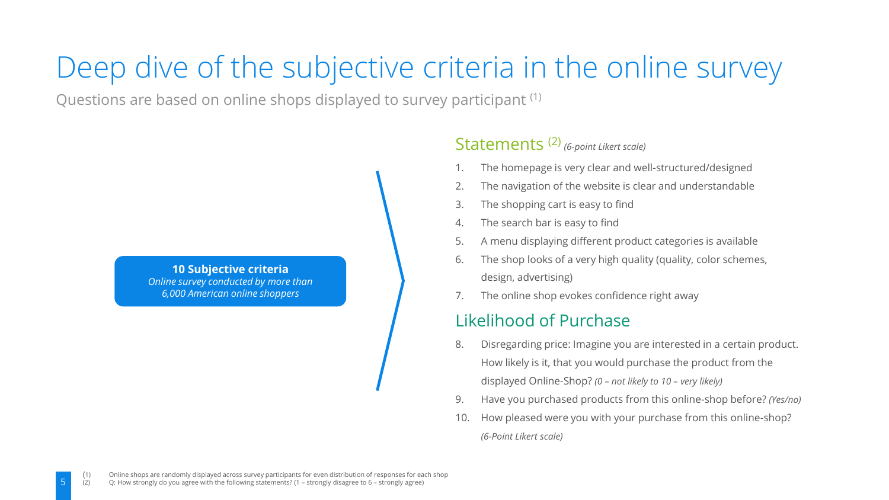# Deep dive of the subjective criteria in the online survey

Questions are based on online shops displayed to survey participant [1]

**10 Subjective criteria**
*Online survey conducted by more than 6,000 American online shoppers*

## Statements [2] *(6-point Likert scale)*

1. The homepage is very clear and well-structured/designed
2. The navigation of the website is clear and understandable
3. The shopping cart is easy to find
4. The search bar is easy to find
5. A menu displaying different product categories is available
6. The shop looks of a very high quality (quality, color schemes, design, advertising)
7. The online shop evokes confidence right away

## Likelihood of Purchase

8. Disregarding price: Imagine you are interested in a certain product. How likely is it, that you would purchase the product from the displayed Online-Shop? *(0 – not likely to 10 – very likely)*
9. Have you purchased products from this online-shop before? *(Yes/no)*
10. How pleased were you with your purchase from this online-shop? *(6-Point Likert scale)*

(1) Online shops are randomly displayed across survey participants for even distribution of responses for each shop
(2) Q: How strongly do you agree with the following statements? (1 – strongly disagree to 6 – strongly agree)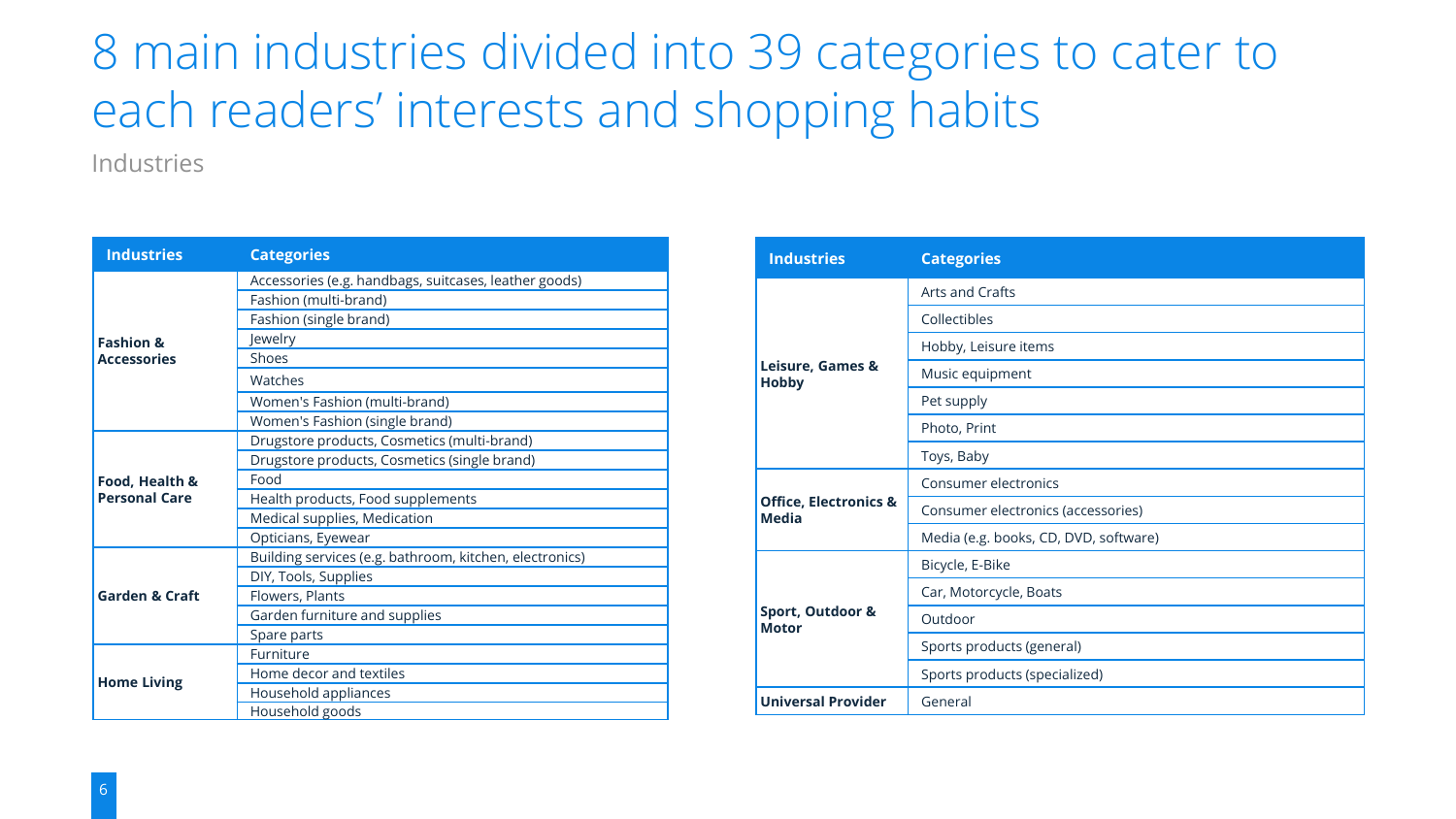# 8 main industries divided into 39 categories to cater to each readers' interests and shopping habits

Industries

| Industries | Categories |
|---|---|
| **Fashion & Accessories** | Accessories (e.g. handbags, suitcases, leather goods) |
| | Fashion (multi-brand) |
| | Fashion (single brand) |
| | Jewelry |
| | Shoes |
| | Watches |
| | Women's Fashion (multi-brand) |
| | Women's Fashion (single brand) |
| **Food, Health & Personal Care** | Drugstore products, Cosmetics (multi-brand) |
| | Drugstore products, Cosmetics (single brand) |
| | Food |
| | Health products, Food supplements |
| | Medical supplies, Medication |
| | Opticians, Eyewear |
| **Garden & Craft** | Building services (e.g. bathroom, kitchen, electronics) |
| | DIY, Tools, Supplies |
| | Flowers, Plants |
| | Garden furniture and supplies |
| | Spare parts |
| **Home Living** | Furniture |
| | Home decor and textiles |
| | Household appliances |
| | Household goods |

| Industries | Categories |
|---|---|
| **Leisure, Games & Hobby** | Arts and Crafts |
| | Collectibles |
| | Hobby, Leisure items |
| | Music equipment |
| | Pet supply |
| | Photo, Print |
| | Toys, Baby |
| **Office, Electronics & Media** | Consumer electronics |
| | Consumer electronics (accessories) |
| | Media (e.g. books, CD, DVD, software) |
| **Sport, Outdoor & Motor** | Bicycle, E-Bike |
| | Car, Motorcycle, Boats |
| | Outdoor |
| | Sports products (general) |
| | Sports products (specialized) |
| **Universal Provider** | General |